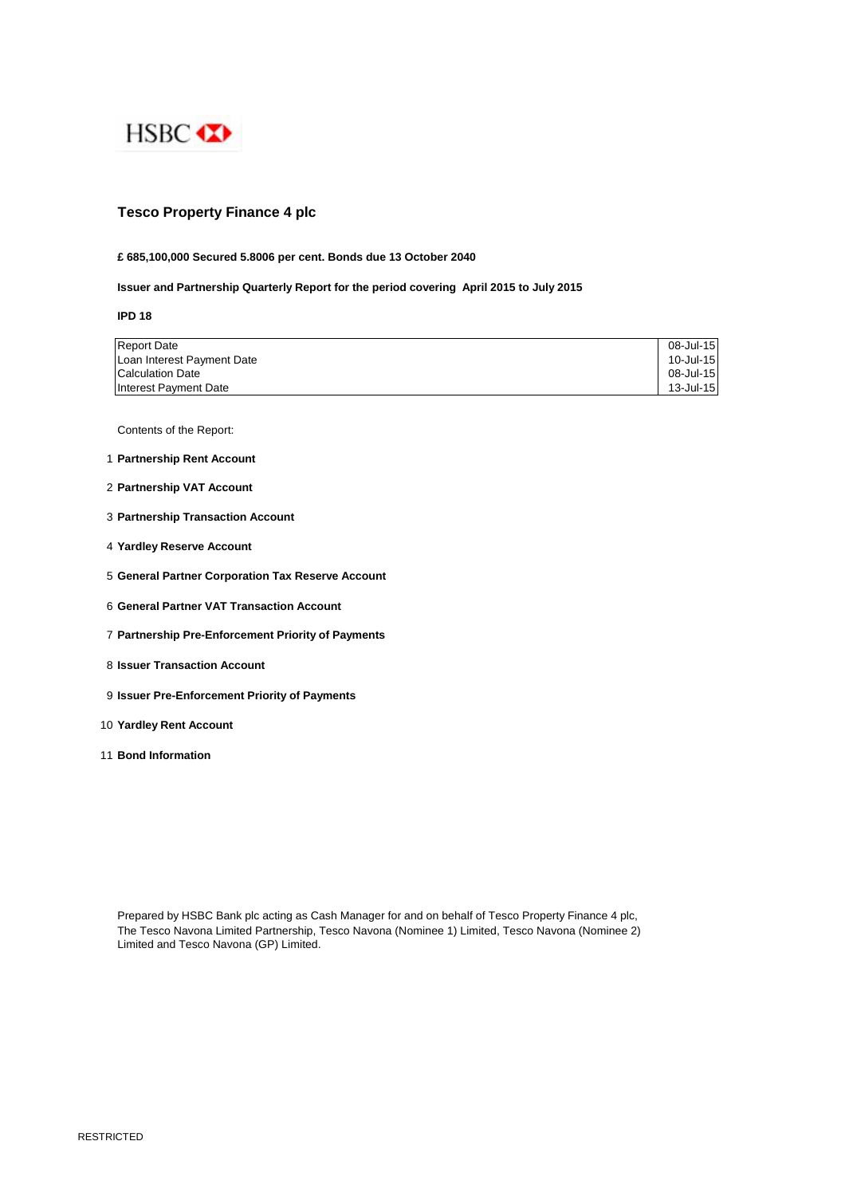HSBC

# Tesco Property Finance 4 plc

**£ 685,100,000 Secured 5.8006 per cent. Bonds due 13 October 2040**

**Issuer and Partnership Quarterly Report for the period covering April 2015 to July 2015**

**IPD 18**

| | |
|---|---|
| Report Date | 08-Jul-15 |
| Loan Interest Payment Date | 10-Jul-15 |
| Calculation Date | 08-Jul-15 |
| Interest Payment Date | 13-Jul-15 |

Contents of the Report:

1. **Partnership Rent Account**
2. **Partnership VAT Account**
3. **Partnership Transaction Account**
4. **Yardley Reserve Account**
5. **General Partner Corporation Tax Reserve Account**
6. **General Partner VAT Transaction Account**
7. **Partnership Pre-Enforcement Priority of Payments**
8. **Issuer Transaction Account**
9. **Issuer Pre-Enforcement Priority of Payments**
10. **Yardley Rent Account**
11. **Bond Information**

Prepared by HSBC Bank plc acting as Cash Manager for and on behalf of Tesco Property Finance 4 plc, The Tesco Navona Limited Partnership, Tesco Navona (Nominee 1) Limited, Tesco Navona (Nominee 2) Limited and Tesco Navona (GP) Limited.

RESTRICTED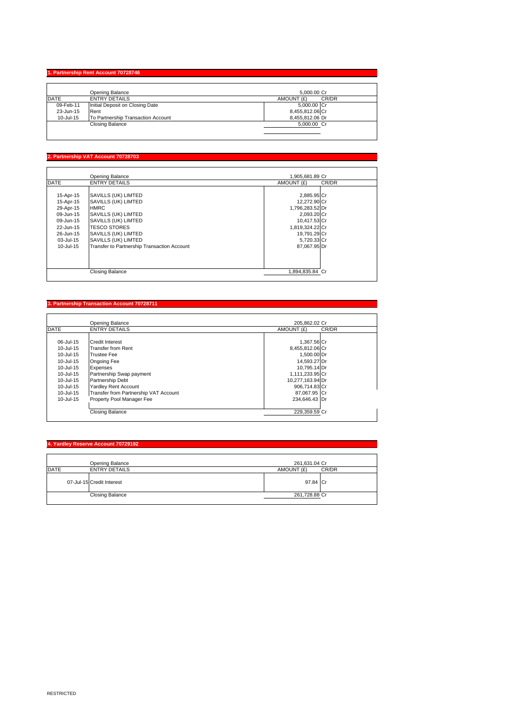## 1. Partnership Rent Account 70728746

| DATE | ENTRY DETAILS | AMOUNT (£) | CR/DR |
|---|---|---|---|
| | Opening Balance | 5,000.00 | Cr |
| 09-Feb-11 | Initial Deposit on Closing Date | 5,000.00 | Cr |
| 23-Jun-15 | Rent | 8,455,812.06 | Cr |
| 10-Jul-15 | To Partnership Transaction Account | 8,455,812.06 | Dr |
| | Closing Balance | 5,000.00 | Cr |

## 2. Partnership VAT Account 70728703

| DATE | ENTRY DETAILS | AMOUNT (£) | CR/DR |
|---|---|---|---|
| | Opening Balance | 1,905,681.89 | Cr |
| 15-Apr-15 | SAVILLS (UK) LIMTED | 2,885.95 | Cr |
| 15-Apr-15 | SAVILLS (UK) LIMTED | 12,272.90 | Cr |
| 29-Apr-15 | HMRC | 1,796,283.52 | Dr |
| 09-Jun-15 | SAVILLS (UK) LIMTED | 2,093.20 | Cr |
| 09-Jun-15 | SAVILLS (UK) LIMTED | 10,417.53 | Cr |
| 22-Jun-15 | TESCO STORES | 1,819,324.22 | Cr |
| 26-Jun-15 | SAVILLS (UK) LIMTED | 19,791.29 | Cr |
| 03-Jul-15 | SAVILLS (UK) LIMTED | 5,720.33 | Cr |
| 10-Jul-15 | Transfer to Partnership Transaction Account | 87,067.95 | Dr |
| | Closing Balance | 1,894,835.84 | Cr |

## 3. Partnership Transaction Account 70728711

| DATE | ENTRY DETAILS | AMOUNT (£) | CR/DR |
|---|---|---|---|
| | Opening Balance | 205,862.02 | Cr |
| 06-Jul-15 | Credit Interest | 1,367.56 | Cr |
| 10-Jul-15 | Transfer from Rent | 8,455,812.06 | Cr |
| 10-Jul-15 | Trustee Fee | 1,500.00 | Dr |
| 10-Jul-15 | Ongoing Fee | 14,593.27 | Dr |
| 10-Jul-15 | Expenses | 10,795.14 | Dr |
| 10-Jul-15 | Partnership Swap payment | 1,111,233.95 | Cr |
| 10-Jul-15 | Partnership Debt | 10,277,163.94 | Dr |
| 10-Jul-15 | Yardley Rent Account | 906,714.83 | Cr |
| 10-Jul-15 | Transfer from Partnership VAT Account | 87,067.95 | Cr |
| 10-Jul-15 | Property Pool Manager Fee | 234,646.43 | Dr |
| | Closing Balance | 229,359.59 | Cr |

## 4. Yardley Reserve Account 70729192

| DATE | ENTRY DETAILS | AMOUNT (£) | CR/DR |
|---|---|---|---|
| | Opening Balance | 261,631.04 | Cr |
| 07-Jul-15 | Credit Interest | 97.84 | Cr |
| | Closing Balance | 261,728.88 | Cr |

RESTRICTED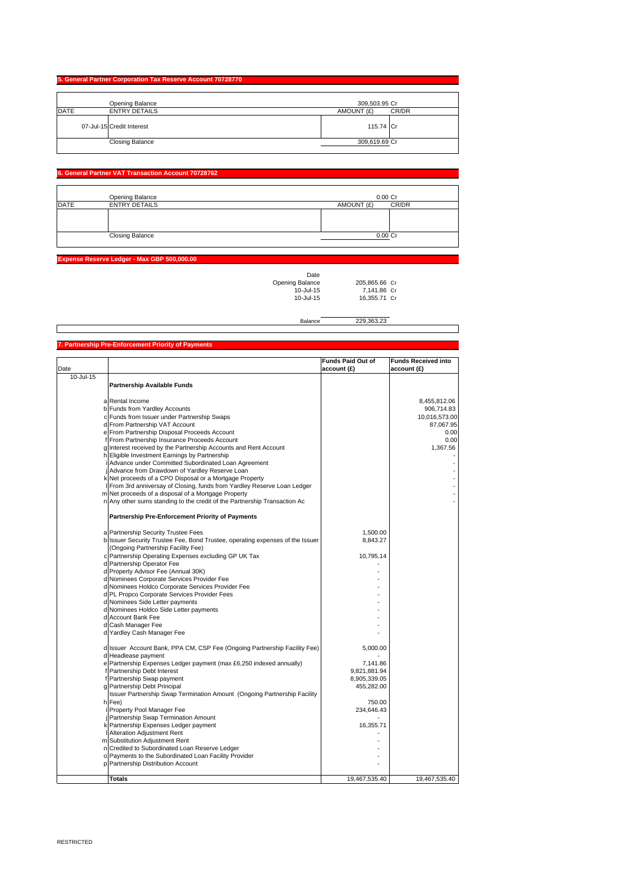## 5. General Partner Corporation Tax Reserve Account 70728770

| DATE | | AMOUNT (£) | CR/DR |
|---|---|---|---|
| | Opening Balance | 309,503.95 | Cr |
| DATE | ENTRY DETAILS | AMOUNT (£) | CR/DR |
| 07-Jul-15 | Credit Interest | 115.74 | Cr |
| | Closing Balance | 309,619.69 | Cr |

## 6. General Partner VAT Transaction Account 70728762

| | | | |
|---|---|---|---|
| | Opening Balance | 0.00 | Cr |
| DATE | ENTRY DETAILS | AMOUNT (£) | CR/DR |
| | | | |
| | Closing Balance | 0.00 | Cr |

## Expense Reserve Ledger - Max GBP 500,000.00

| Date | | |
|---|---|---|
| Opening Balance | 205,865.66 | Cr |
| 10-Jul-15 | 7,141.86 | Cr |
| 10-Jul-15 | 16,355.71 | Cr |
| Balance | 229,363.23 | |

## 7. Partnership Pre-Enforcement Priority of Payments

| Date | | | Funds Paid Out of account (£) | Funds Received into account (£) |
|---|---|---|---|---|
| 10-Jul-15 | | **Partnership Available Funds** | | |
| | a | Rental Income | | 8,455,812.06 |
| | b | Funds from Yardley Accounts | | 906,714.83 |
| | c | Funds from Issuer under Partnership Swaps | | 10,016,573.00 |
| | d | From Partnership VAT Account | | 87,067.95 |
| | e | From Partnership Disposal Proceeds Account | | 0.00 |
| | f | From Partnership Insurance Proceeds Account | | 0.00 |
| | g | Interest received by the Partnership Accounts and Rent Account | | 1,367.56 |
| | h | Eligible Investment Earnings by Partnership | | - |
| | i | Advance under Committed Subordinated Loan Agreement | | - |
| | j | Advance from Drawdown of Yardley Reserve Loan | | - |
| | k | Net proceeds of a CPO Disposal or a Mortgage Property | | - |
| | l | From 3rd anniversay of Closing, funds from Yardley Reserve Loan Ledger | | - |
| | m | Net proceeds of a disposal of a Mortgage Property | | - |
| | n | Any other sums standing to the credit of the Partnership Transaction Ac | | - |
| | | **Partnership Pre-Enforcement Priority of Payments** | | |
| | a | Partnership Security Trustee Fees | 1,500.00 | |
| | b | Issuer Security Trustee Fee, Bond Trustee, operating expenses of the Issuer (Ongoing Partnership Facility Fee) | 8,843.27 | |
| | c | Partnership Operating Expenses excluding GP UK Tax | 10,795.14 | |
| | d | Partnership Operator Fee | - | |
| | d | Property Advisor Fee (Annual 30K) | - | |
| | d | Nominees Corporate Services Provider Fee | - | |
| | d | Nominees Holdco Corporate Services Provider Fee | - | |
| | d | PL Propco Corporate Services Provider Fees | - | |
| | d | Nominees Side Letter payments | - | |
| | d | Nominees Holdco Side Letter payments | - | |
| | d | Account Bank Fee | - | |
| | d | Cash Manager Fee | - | |
| | d | Yardley Cash Manager Fee | - | |
| | d | Issuer Account Bank, PPA CM, CSP Fee (Ongoing Partnership Facility Fee) | 5,000.00 | |
| | d | Headlease payment | - | |
| | e | Partnership Expenses Ledger payment (max £6,250 indexed annually) | 7,141.86 | |
| | f | Partnership Debt Interest | 9,821,881.94 | |
| | f | Partnership Swap payment | 8,905,339.05 | |
| | g | Partnership Debt Principal | 455,282.00 | |
| | h | Issuer Partnership Swap Termination Amount (Ongoing Partnership Facility Fee) | 750.00 | |
| | i | Property Pool Manager Fee | 234,646.43 | |
| | j | Partnership Swap Termination Amount | - | |
| | k | Partnership Expenses Ledger payment | 16,355.71 | |
| | l | Alteration Adjustment Rent | - | |
| | m | Substitution Adjustment Rent | - | |
| | n | Credited to Subordinated Loan Reserve Ledger | - | |
| | o | Payments to the Subordinated Loan Facility Provider | - | |
| | p | Partnership Distribution Account | - | |
| | | **Totals** | 19,467,535.40 | 19,467,535.40 |

RESTRICTED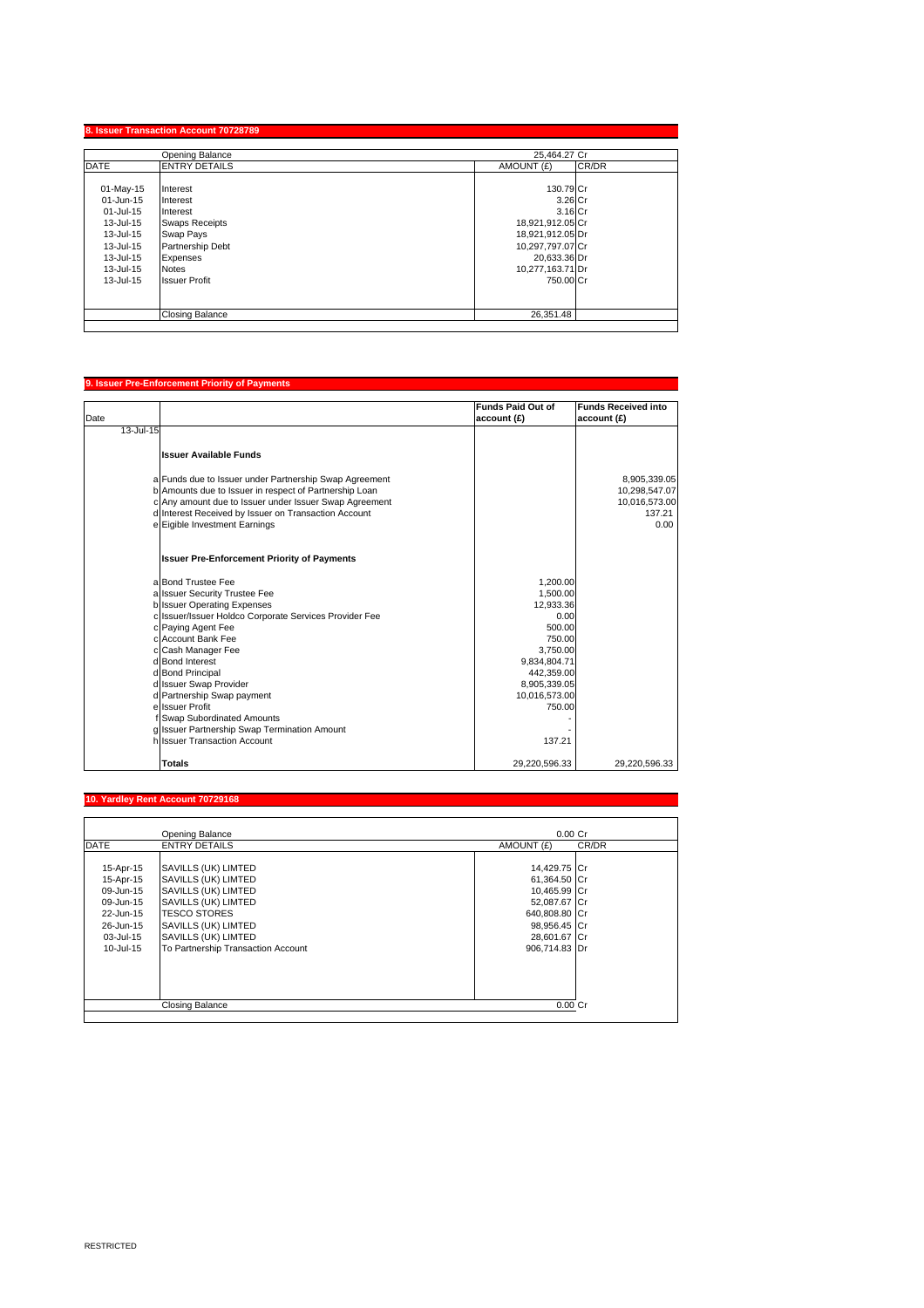## 8. Issuer Transaction Account 70728789

| DATE | ENTRY DETAILS | AMOUNT (£) | CR/DR |
|---|---|---|---|
| | Opening Balance | 25,464.27 | Cr |
| 01-May-15 | Interest | 130.79 | Cr |
| 01-Jun-15 | Interest | 3.26 | Cr |
| 01-Jul-15 | Interest | 3.16 | Cr |
| 13-Jul-15 | Swaps Receipts | 18,921,912.05 | Cr |
| 13-Jul-15 | Swap Pays | 18,921,912.05 | Dr |
| 13-Jul-15 | Partnership Debt | 10,297,797.07 | Cr |
| 13-Jul-15 | Expenses | 20,633.36 | Dr |
| 13-Jul-15 | Notes | 10,277,163.71 | Dr |
| 13-Jul-15 | Issuer Profit | 750.00 | Cr |
| | Closing Balance | 26,351.48 | |

## 9. Issuer Pre-Enforcement Priority of Payments

| Date | | Funds Paid Out of account (£) | Funds Received into account (£) |
|---|---|---|---|
| 13-Jul-15 | | | |
| | **Issuer Available Funds** | | |
| | a Funds due to Issuer under Partnership Swap Agreement | | 8,905,339.05 |
| | b Amounts due to Issuer in respect of Partnership Loan | | 10,298,547.07 |
| | c Any amount due to Issuer under Issuer Swap Agreement | | 10,016,573.00 |
| | d Interest Received by Issuer on Transaction Account | | 137.21 |
| | e Eigible Investment Earnings | | 0.00 |
| | **Issuer Pre-Enforcement Priority of Payments** | | |
| | a Bond Trustee Fee | 1,200.00 | |
| | a Issuer Security Trustee Fee | 1,500.00 | |
| | b Issuer Operating Expenses | 12,933.36 | |
| | c Issuer/Issuer Holdco Corporate Services Provider Fee | 0.00 | |
| | c Paying Agent Fee | 500.00 | |
| | c Account Bank Fee | 750.00 | |
| | c Cash Manager Fee | 3,750.00 | |
| | d Bond Interest | 9,834,804.71 | |
| | d Bond Principal | 442,359.00 | |
| | d Issuer Swap Provider | 8,905,339.05 | |
| | d Partnership Swap payment | 10,016,573.00 | |
| | e Issuer Profit | 750.00 | |
| | f Swap Subordinated Amounts | - | |
| | g Issuer Partnership Swap Termination Amount | - | |
| | h Issuer Transaction Account | 137.21 | |
| | **Totals** | 29,220,596.33 | 29,220,596.33 |

## 10. Yardley Rent Account 70729168

| DATE | ENTRY DETAILS | AMOUNT (£) | CR/DR |
|---|---|---|---|
| | Opening Balance | 0.00 | Cr |
| 15-Apr-15 | SAVILLS (UK) LIMTED | 14,429.75 | Cr |
| 15-Apr-15 | SAVILLS (UK) LIMTED | 61,364.50 | Cr |
| 09-Jun-15 | SAVILLS (UK) LIMTED | 10,465.99 | Cr |
| 09-Jun-15 | SAVILLS (UK) LIMTED | 52,087.67 | Cr |
| 22-Jun-15 | TESCO STORES | 640,808.80 | Cr |
| 26-Jun-15 | SAVILLS (UK) LIMTED | 98,956.45 | Cr |
| 03-Jul-15 | SAVILLS (UK) LIMTED | 28,601.67 | Cr |
| 10-Jul-15 | To Partnership Transaction Account | 906,714.83 | Dr |
| | Closing Balance | 0.00 | Cr |

RESTRICTED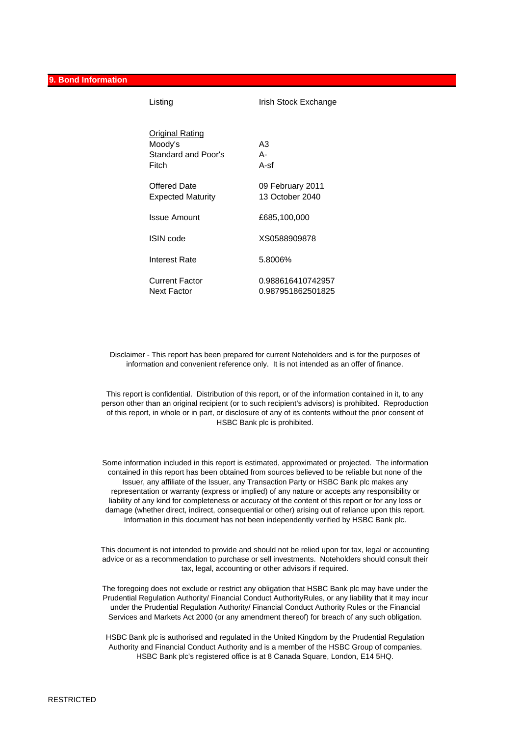## 9. Bond Information

| | |
|---|---|
| Listing | Irish Stock Exchange |
| <u>Original Rating</u> | |
| Moody's | A3 |
| Standard and Poor's | A- |
| Fitch | A-sf |
| Offered Date | 09 February 2011 |
| Expected Maturity | 13 October 2040 |
| Issue Amount | £685,100,000 |
| ISIN code | XS0588909878 |
| Interest Rate | 5.8006% |
| Current Factor | 0.988616410742957 |
| Next Factor | 0.987951862501825 |

Disclaimer - This report has been prepared for current Noteholders and is for the purposes of information and convenient reference only. It is not intended as an offer of finance.

This report is confidential. Distribution of this report, or of the information contained in it, to any person other than an original recipient (or to such recipient's advisors) is prohibited. Reproduction of this report, in whole or in part, or disclosure of any of its contents without the prior consent of HSBC Bank plc is prohibited.

Some information included in this report is estimated, approximated or projected. The information contained in this report has been obtained from sources believed to be reliable but none of the Issuer, any affiliate of the Issuer, any Transaction Party or HSBC Bank plc makes any representation or warranty (express or implied) of any nature or accepts any responsibility or liability of any kind for completeness or accuracy of the content of this report or for any loss or damage (whether direct, indirect, consequential or other) arising out of reliance upon this report. Information in this document has not been independently verified by HSBC Bank plc.

This document is not intended to provide and should not be relied upon for tax, legal or accounting advice or as a recommendation to purchase or sell investments. Noteholders should consult their tax, legal, accounting or other advisors if required.

The foregoing does not exclude or restrict any obligation that HSBC Bank plc may have under the Prudential Regulation Authority/ Financial Conduct AuthorityRules, or any liability that it may incur under the Prudential Regulation Authority/ Financial Conduct Authority Rules or the Financial Services and Markets Act 2000 (or any amendment thereof) for breach of any such obligation.

HSBC Bank plc is authorised and regulated in the United Kingdom by the Prudential Regulation Authority and Financial Conduct Authority and is a member of the HSBC Group of companies. HSBC Bank plc's registered office is at 8 Canada Square, London, E14 5HQ.

RESTRICTED